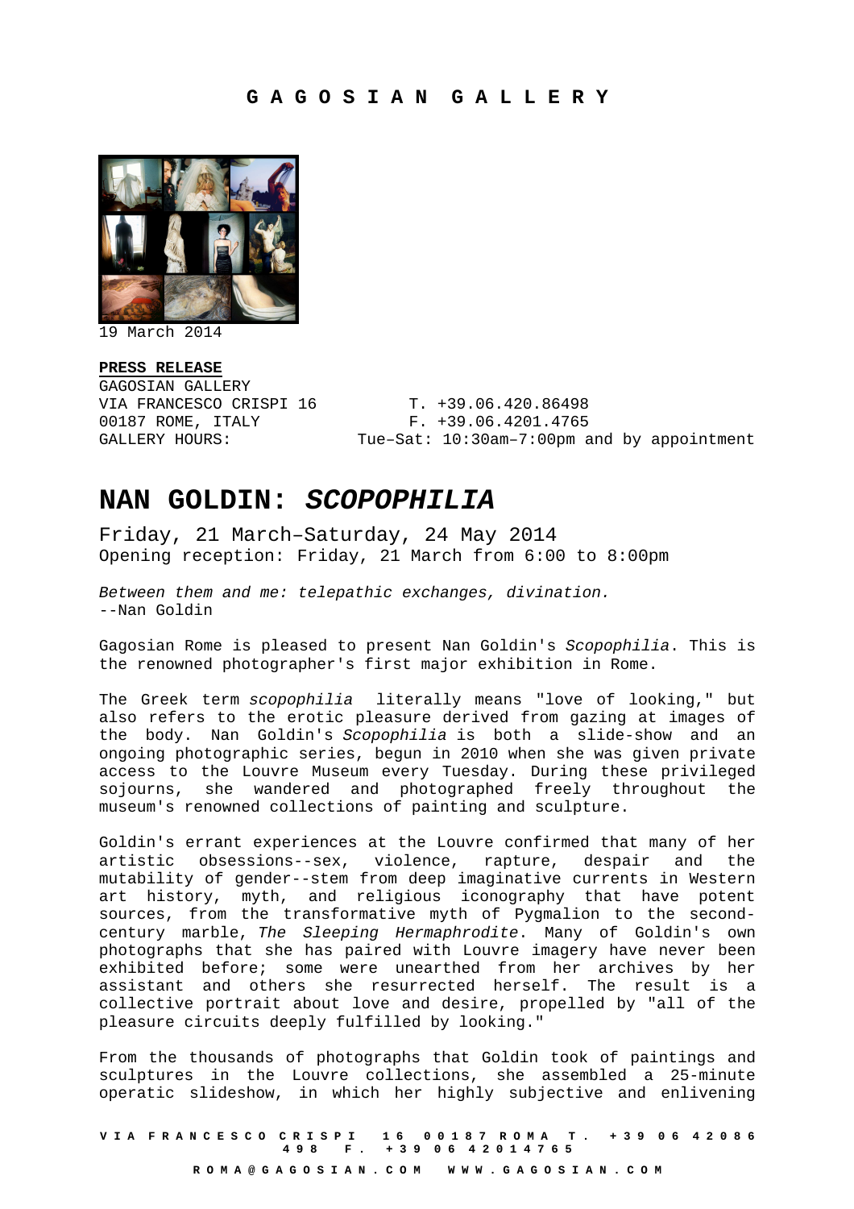# GAGOSIAN GALLERY

19 March 2014

**PRESS RELEASE**
GAGOSIAN GALLERY
VIA FRANCESCO CRISPI 16 T. +39.06.420.86498
00187 ROME, ITALY F. +39.06.4201.4765
GALLERY HOURS: Tue–Sat: 10:30am–7:00pm and by appointment

## NAN GOLDIN: *SCOPOPHILIA*

Friday, 21 March–Saturday, 24 May 2014
Opening reception: Friday, 21 March from 6:00 to 8:00pm

*Between them and me: telepathic exchanges, divination.*
--Nan Goldin

Gagosian Rome is pleased to present Nan Goldin's *Scopophilia*. This is the renowned photographer's first major exhibition in Rome.

The Greek term *scopophilia* literally means "love of looking," but also refers to the erotic pleasure derived from gazing at images of the body. Nan Goldin's *Scopophilia* is both a slide-show and an ongoing photographic series, begun in 2010 when she was given private access to the Louvre Museum every Tuesday. During these privileged sojourns, she wandered and photographed freely throughout the museum's renowned collections of painting and sculpture.

Goldin's errant experiences at the Louvre confirmed that many of her artistic obsessions--sex, violence, rapture, despair and the mutability of gender--stem from deep imaginative currents in Western art history, myth, and religious iconography that have potent sources, from the transformative myth of Pygmalion to the second-century marble, *The Sleeping Hermaphrodite*. Many of Goldin's own photographs that she has paired with Louvre imagery have never been exhibited before; some were unearthed from her archives by her assistant and others she resurrected herself. The result is a collective portrait about love and desire, propelled by "all of the pleasure circuits deeply fulfilled by looking."

From the thousands of photographs that Goldin took of paintings and sculptures in the Louvre collections, she assembled a 25-minute operatic slideshow, in which her highly subjective and enlivening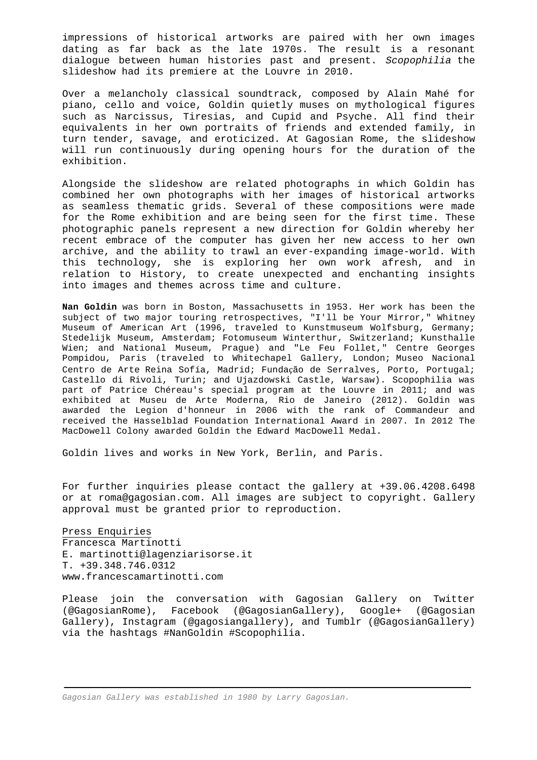impressions of historical artworks are paired with her own images dating as far back as the late 1970s. The result is a resonant dialogue between human histories past and present. *Scopophilia* the slideshow had its premiere at the Louvre in 2010.

Over a melancholy classical soundtrack, composed by Alain Mahé for piano, cello and voice, Goldin quietly muses on mythological figures such as Narcissus, Tiresias, and Cupid and Psyche. All find their equivalents in her own portraits of friends and extended family, in turn tender, savage, and eroticized. At Gagosian Rome, the slideshow will run continuously during opening hours for the duration of the exhibition.

Alongside the slideshow are related photographs in which Goldin has combined her own photographs with her images of historical artworks as seamless thematic grids. Several of these compositions were made for the Rome exhibition and are being seen for the first time. These photographic panels represent a new direction for Goldin whereby her recent embrace of the computer has given her new access to her own archive, and the ability to trawl an ever-expanding image-world. With this technology, she is exploring her own work afresh, and in relation to History, to create unexpected and enchanting insights into images and themes across time and culture.

**Nan Goldin** was born in Boston, Massachusetts in 1953. Her work has been the subject of two major touring retrospectives, "I'll be Your Mirror," Whitney Museum of American Art (1996, traveled to Kunstmuseum Wolfsburg, Germany; Stedelijk Museum, Amsterdam; Fotomuseum Winterthur, Switzerland; Kunsthalle Wien; and National Museum, Prague) and "Le Feu Follet," Centre Georges Pompidou, Paris (traveled to Whitechapel Gallery, London; Museo Nacional Centro de Arte Reina Sofía, Madrid; Fundação de Serralves, Porto, Portugal; Castello di Rivoli, Turin; and Ujazdowski Castle, Warsaw). Scopophilia was part of Patrice Chéreau's special program at the Louvre in 2011; and was exhibited at Museu de Arte Moderna, Rio de Janeiro (2012). Goldin was awarded the Legion d'honneur in 2006 with the rank of Commandeur and received the Hasselblad Foundation International Award in 2007. In 2012 The MacDowell Colony awarded Goldin the Edward MacDowell Medal.

Goldin lives and works in New York, Berlin, and Paris.

For further inquiries please contact the gallery at +39.06.4208.6498 or at roma@gagosian.com. All images are subject to copyright. Gallery approval must be granted prior to reproduction.

Press Enquiries
Francesca Martinotti
E. martinotti@lagenziarisorse.it
T. +39.348.746.0312
www.francescamartinotti.com

Please join the conversation with Gagosian Gallery on Twitter (@GagosianRome), Facebook (@GagosianGallery), Google+ (@Gagosian Gallery), Instagram (@gagosiangallery), and Tumblr (@GagosianGallery) via the hashtags #NanGoldin #Scopophilia.

*Gagosian Gallery was established in 1980 by Larry Gagosian.*